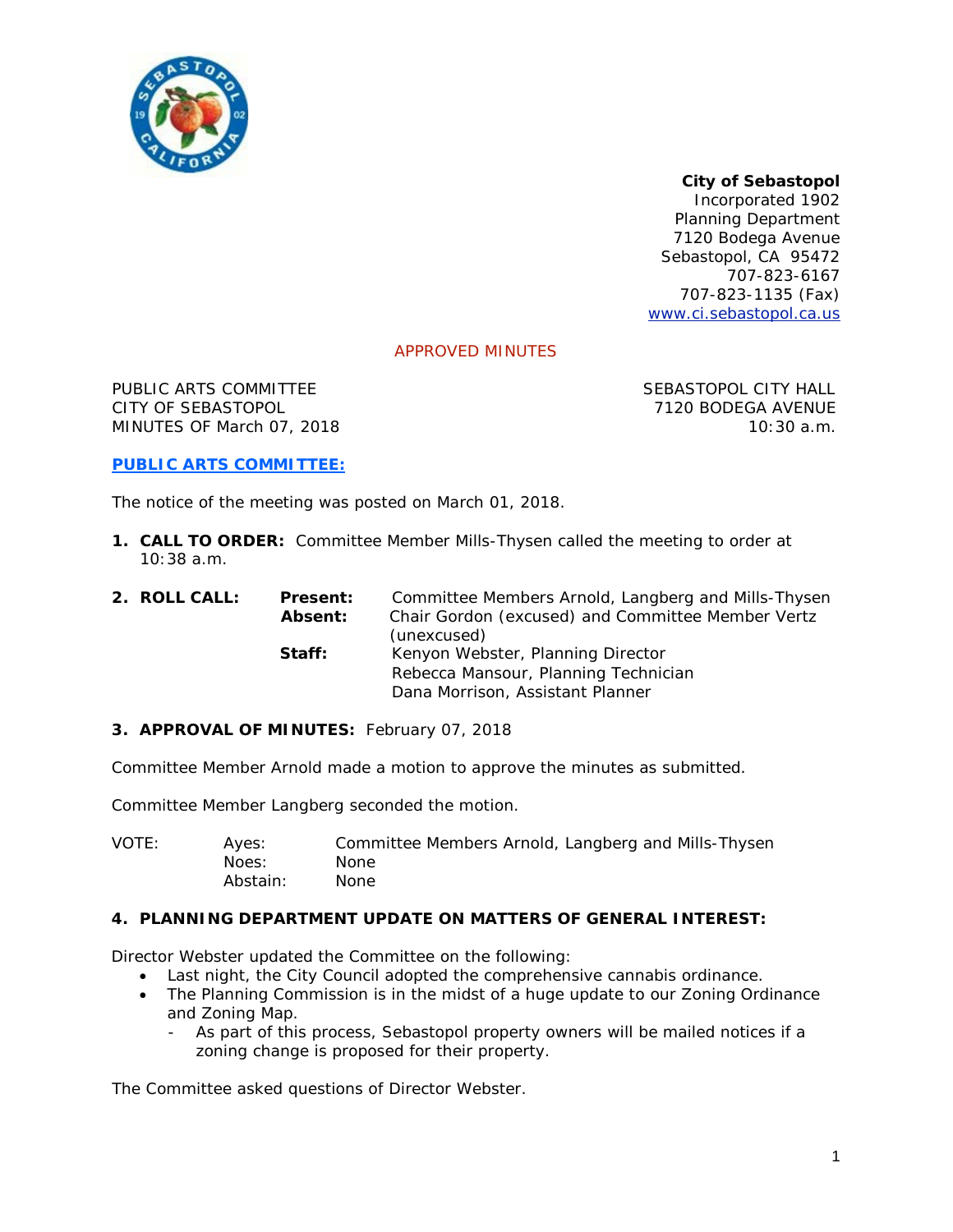**City of Sebastopol**
Incorporated 1902
Planning Department
7120 Bodega Avenue
Sebastopol, CA 95472
707-823-6167
707-823-1135 (Fax)
www.ci.sebastopol.ca.us

APPROVED MINUTES

PUBLIC ARTS COMMITTEE
CITY OF SEBASTOPOL
MINUTES OF March 07, 2018

SEBASTOPOL CITY HALL
7120 BODEGA AVENUE
10:30 a.m.

**PUBLIC ARTS COMMITTEE:**

The notice of the meeting was posted on March 01, 2018.

1. **CALL TO ORDER:** Committee Member Mills-Thysen called the meeting to order at 10:38 a.m.

2. **ROLL CALL:**
   **Present:** Committee Members Arnold, Langberg and Mills-Thysen
   **Absent:** Chair Gordon (excused) and Committee Member Vertz (unexcused)
   **Staff:** Kenyon Webster, Planning Director
   Rebecca Mansour, Planning Technician
   Dana Morrison, Assistant Planner

3. **APPROVAL OF MINUTES:** February 07, 2018

Committee Member Arnold made a motion to approve the minutes as submitted.

Committee Member Langberg seconded the motion.

VOTE:
Ayes: Committee Members Arnold, Langberg and Mills-Thysen
Noes: None
Abstain: None

4. **PLANNING DEPARTMENT UPDATE ON MATTERS OF GENERAL INTEREST:**

Director Webster updated the Committee on the following:

- Last night, the City Council adopted the comprehensive cannabis ordinance.
- The Planning Commission is in the midst of a huge update to our Zoning Ordinance and Zoning Map.
  - As part of this process, Sebastopol property owners will be mailed notices if a zoning change is proposed for their property.

The Committee asked questions of Director Webster.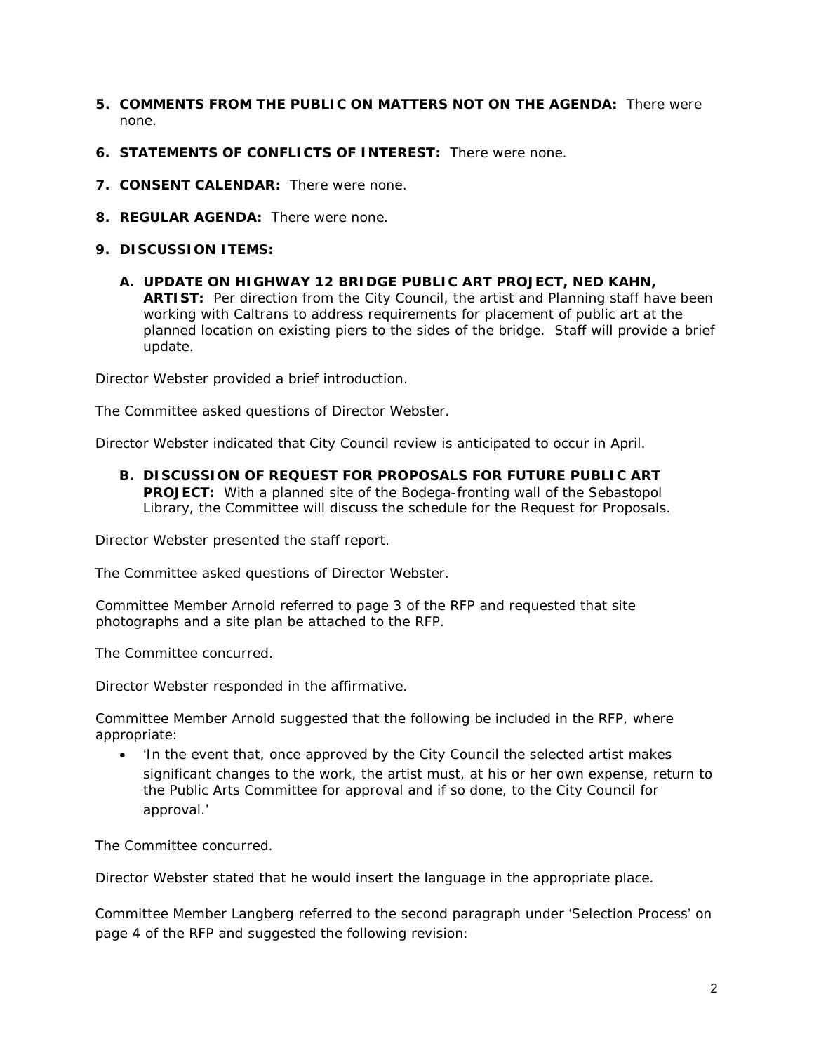5. **COMMENTS FROM THE PUBLIC ON MATTERS NOT ON THE AGENDA:** There were none.

6. **STATEMENTS OF CONFLICTS OF INTEREST:** There were none.

7. **CONSENT CALENDAR:** There were none.

8. **REGULAR AGENDA:** There were none.

9. **DISCUSSION ITEMS:**

   A. **UPDATE ON HIGHWAY 12 BRIDGE PUBLIC ART PROJECT, NED KAHN, ARTIST:** Per direction from the City Council, the artist and Planning staff have been working with Caltrans to address requirements for placement of public art at the planned location on existing piers to the sides of the bridge. Staff will provide a brief update.

Director Webster provided a brief introduction.

The Committee asked questions of Director Webster.

Director Webster indicated that City Council review is anticipated to occur in April.

   B. **DISCUSSION OF REQUEST FOR PROPOSALS FOR FUTURE PUBLIC ART PROJECT:** With a planned site of the Bodega-fronting wall of the Sebastopol Library, the Committee will discuss the schedule for the Request for Proposals.

Director Webster presented the staff report.

The Committee asked questions of Director Webster.

Committee Member Arnold referred to page 3 of the RFP and requested that site photographs and a site plan be attached to the RFP.

The Committee concurred.

Director Webster responded in the affirmative.

Committee Member Arnold suggested that the following be included in the RFP, where appropriate:

- 'In the event that, once approved by the City Council the selected artist makes significant changes to the work, the artist must, at his or her own expense, return to the Public Arts Committee for approval and if so done, to the City Council for approval.'

The Committee concurred.

Director Webster stated that he would insert the language in the appropriate place.

Committee Member Langberg referred to the second paragraph under 'Selection Process' on page 4 of the RFP and suggested the following revision: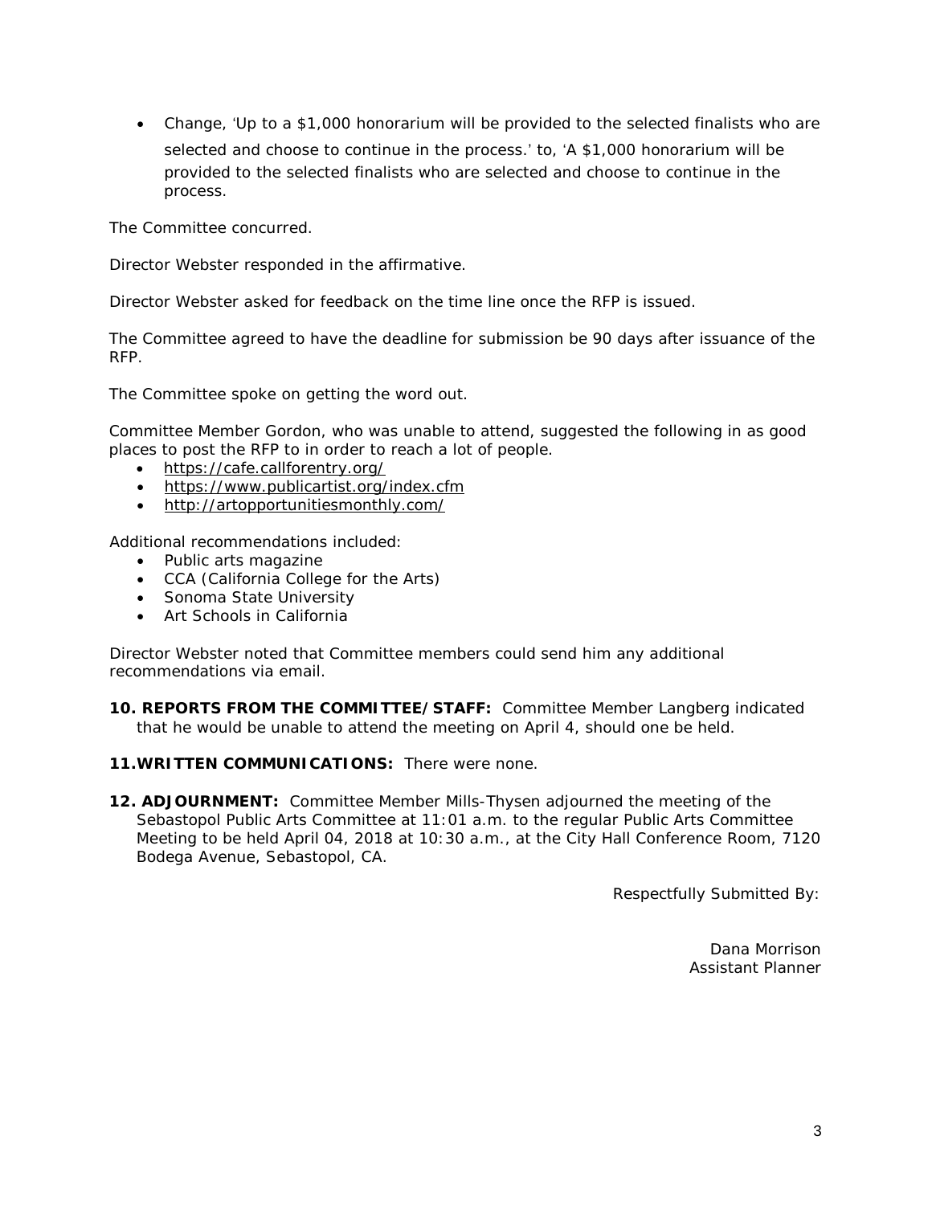- Change, 'Up to a $1,000 honorarium will be provided to the selected finalists who are selected and choose to continue in the process.' to, 'A $1,000 honorarium will be provided to the selected finalists who are selected and choose to continue in the process.

The Committee concurred.

Director Webster responded in the affirmative.

Director Webster asked for feedback on the time line once the RFP is issued.

The Committee agreed to have the deadline for submission be 90 days after issuance of the RFP.

The Committee spoke on getting the word out.

Committee Member Gordon, who was unable to attend, suggested the following in as good places to post the RFP to in order to reach a lot of people.

- https://cafe.callforentry.org/
- https://www.publicartist.org/index.cfm
- http://artopportunitiesmonthly.com/

Additional recommendations included:

- Public arts magazine
- CCA (California College for the Arts)
- Sonoma State University
- Art Schools in California

Director Webster noted that Committee members could send him any additional recommendations via email.

**10. REPORTS FROM THE COMMITTEE/STAFF:** Committee Member Langberg indicated that he would be unable to attend the meeting on April 4, should one be held.

**11.WRITTEN COMMUNICATIONS:** There were none.

**12. ADJOURNMENT:** Committee Member Mills-Thysen adjourned the meeting of the Sebastopol Public Arts Committee at 11:01 a.m. to the regular Public Arts Committee Meeting to be held April 04, 2018 at 10:30 a.m., at the City Hall Conference Room, 7120 Bodega Avenue, Sebastopol, CA.

Respectfully Submitted By:

Dana Morrison
Assistant Planner